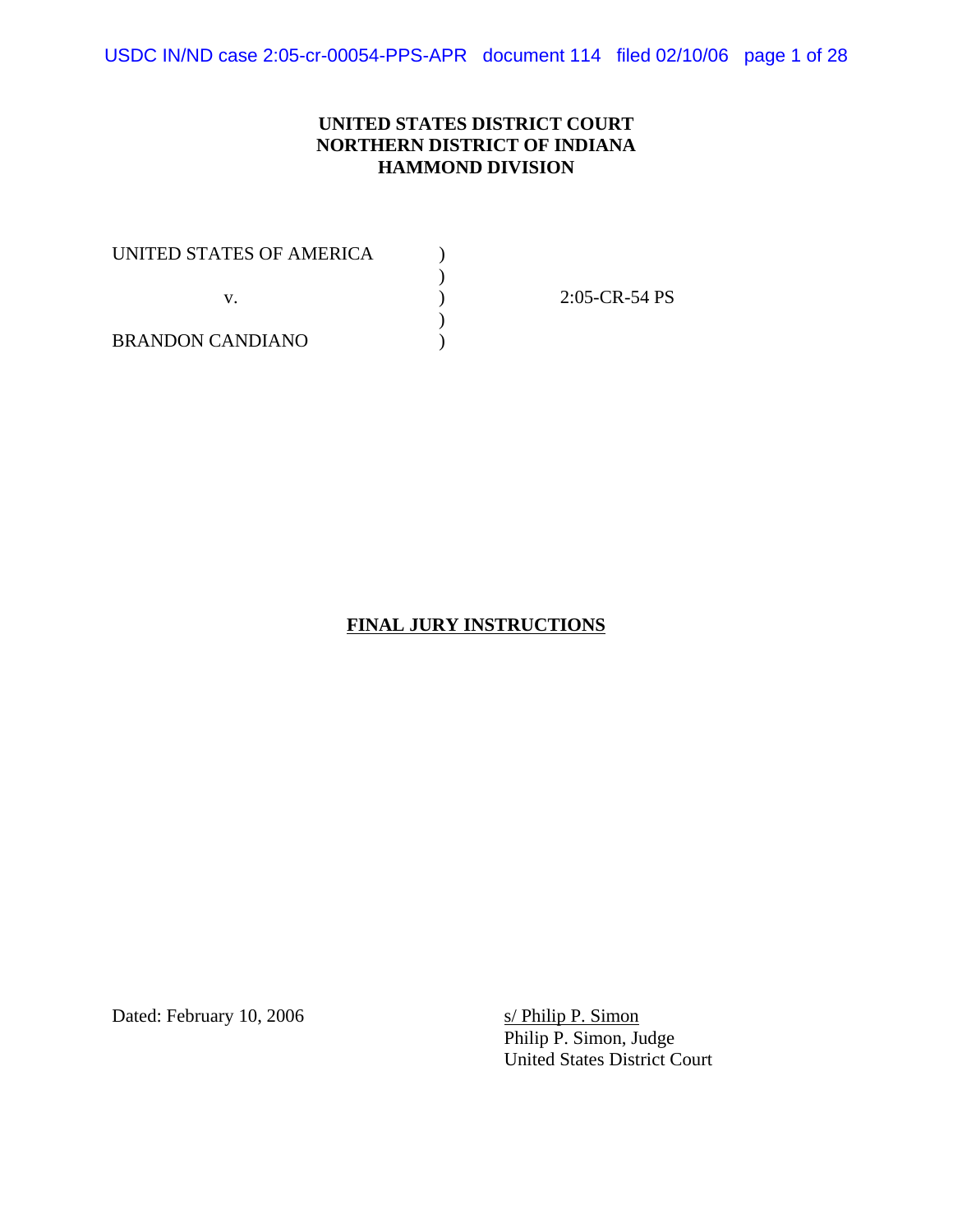**UNITED STATES DISTRICT COURT**
**NORTHERN DISTRICT OF INDIANA**
**HAMMOND DIVISION**

UNITED STATES OF AMERICA )
)
v. ) 2:05-CR-54 PS
)
BRANDON CANDIANO )

**FINAL JURY INSTRUCTIONS**

Dated: February 10, 2006

s/ Philip P. Simon
Philip P. Simon, Judge
United States District Court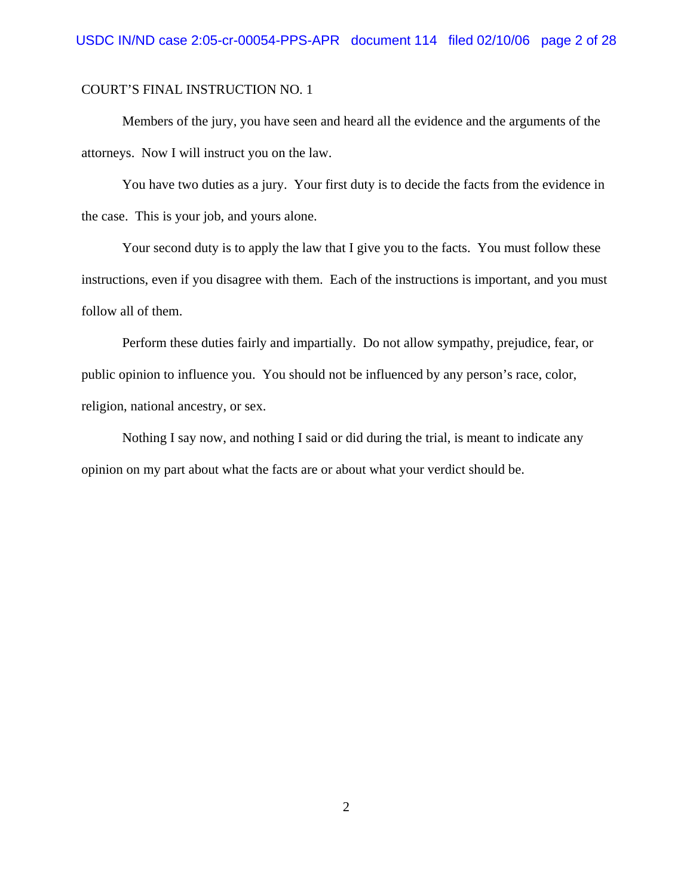COURT'S FINAL INSTRUCTION NO. 1

Members of the jury, you have seen and heard all the evidence and the arguments of the attorneys. Now I will instruct you on the law.

You have two duties as a jury. Your first duty is to decide the facts from the evidence in the case. This is your job, and yours alone.

Your second duty is to apply the law that I give you to the facts. You must follow these instructions, even if you disagree with them. Each of the instructions is important, and you must follow all of them.

Perform these duties fairly and impartially. Do not allow sympathy, prejudice, fear, or public opinion to influence you. You should not be influenced by any person's race, color, religion, national ancestry, or sex.

Nothing I say now, and nothing I said or did during the trial, is meant to indicate any opinion on my part about what the facts are or about what your verdict should be.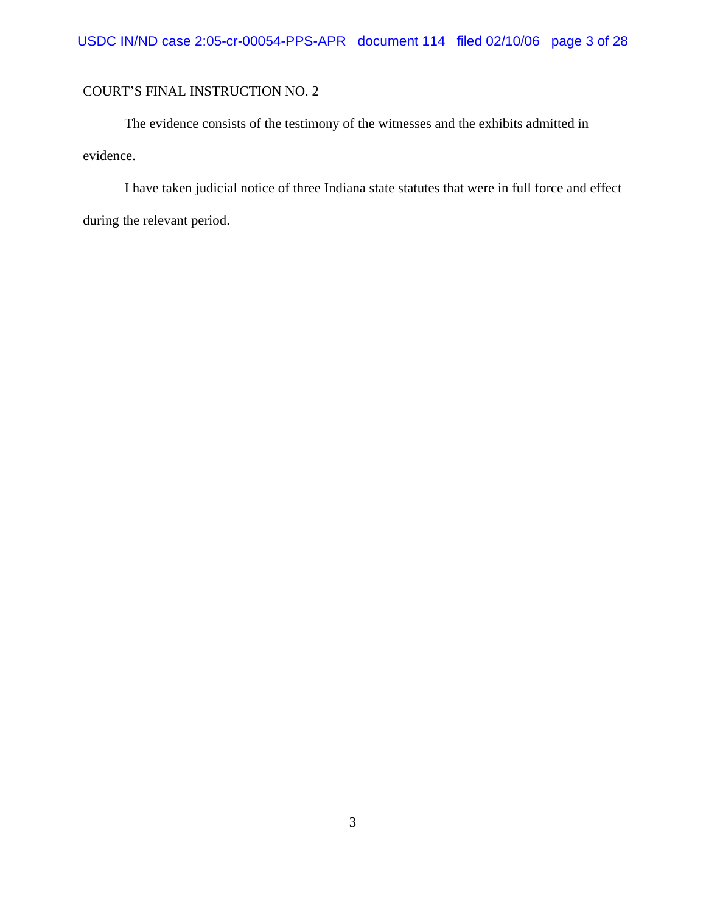COURT'S FINAL INSTRUCTION NO. 2

The evidence consists of the testimony of the witnesses and the exhibits admitted in evidence.

I have taken judicial notice of three Indiana state statutes that were in full force and effect during the relevant period.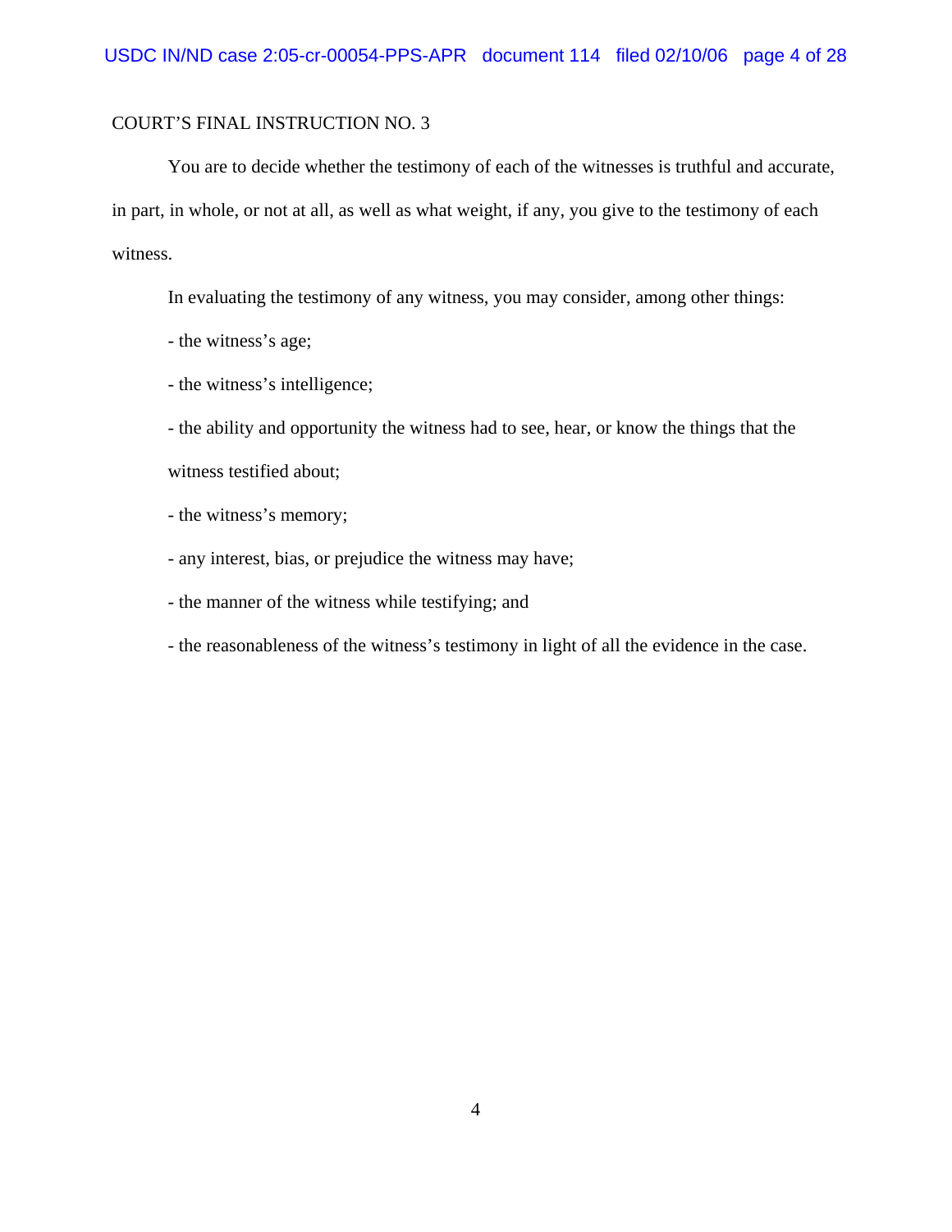COURT'S FINAL INSTRUCTION NO. 3

You are to decide whether the testimony of each of the witnesses is truthful and accurate, in part, in whole, or not at all, as well as what weight, if any, you give to the testimony of each witness.

In evaluating the testimony of any witness, you may consider, among other things:

- the witness's age;
- the witness's intelligence;
- the ability and opportunity the witness had to see, hear, or know the things that the witness testified about;
- the witness's memory;
- any interest, bias, or prejudice the witness may have;
- the manner of the witness while testifying; and
- the reasonableness of the witness's testimony in light of all the evidence in the case.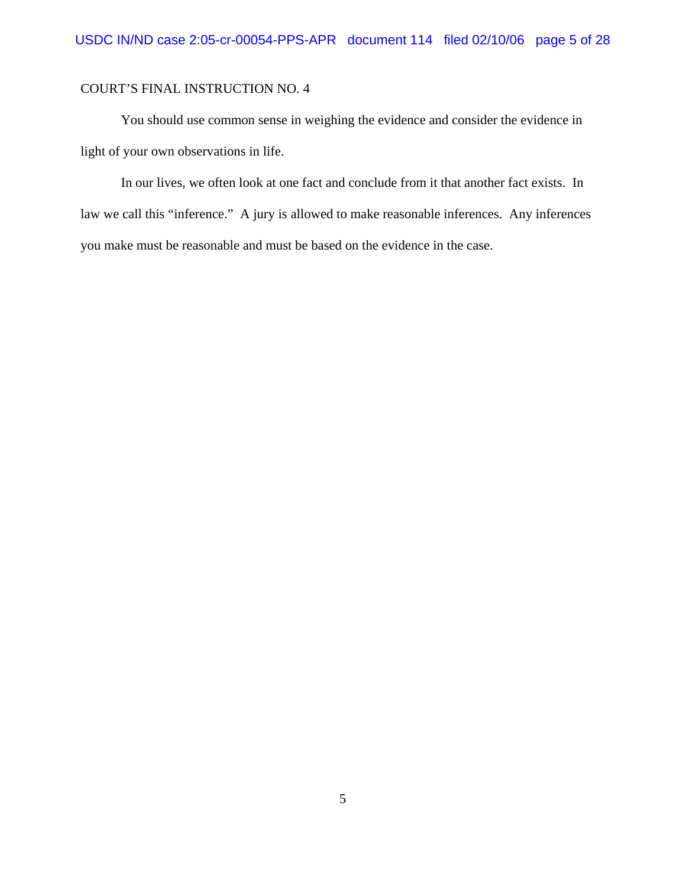COURT'S FINAL INSTRUCTION NO. 4

You should use common sense in weighing the evidence and consider the evidence in light of your own observations in life.

In our lives, we often look at one fact and conclude from it that another fact exists. In law we call this "inference." A jury is allowed to make reasonable inferences. Any inferences you make must be reasonable and must be based on the evidence in the case.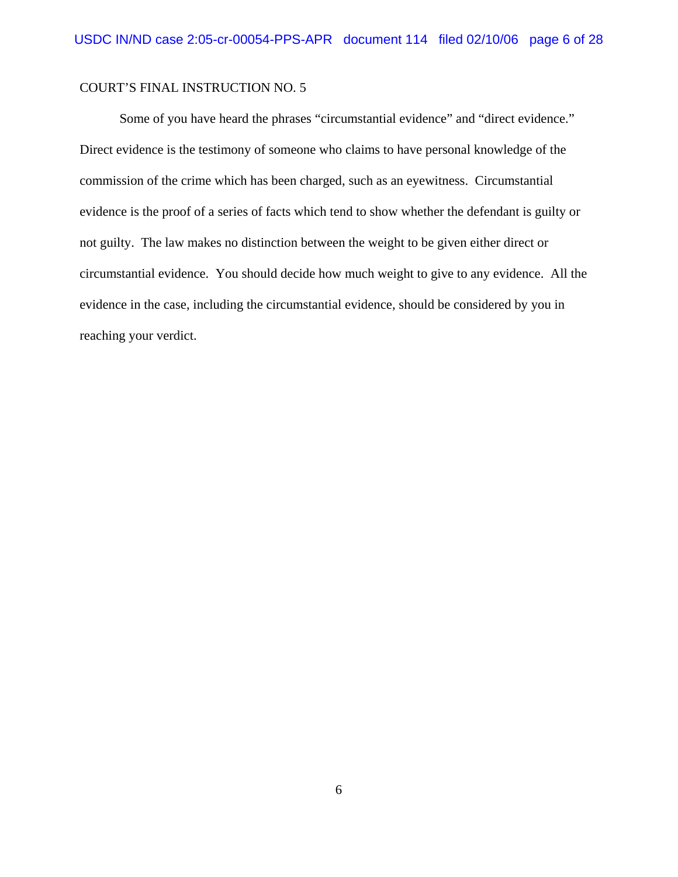COURT'S FINAL INSTRUCTION NO. 5

Some of you have heard the phrases "circumstantial evidence" and "direct evidence." Direct evidence is the testimony of someone who claims to have personal knowledge of the commission of the crime which has been charged, such as an eyewitness. Circumstantial evidence is the proof of a series of facts which tend to show whether the defendant is guilty or not guilty. The law makes no distinction between the weight to be given either direct or circumstantial evidence. You should decide how much weight to give to any evidence. All the evidence in the case, including the circumstantial evidence, should be considered by you in reaching your verdict.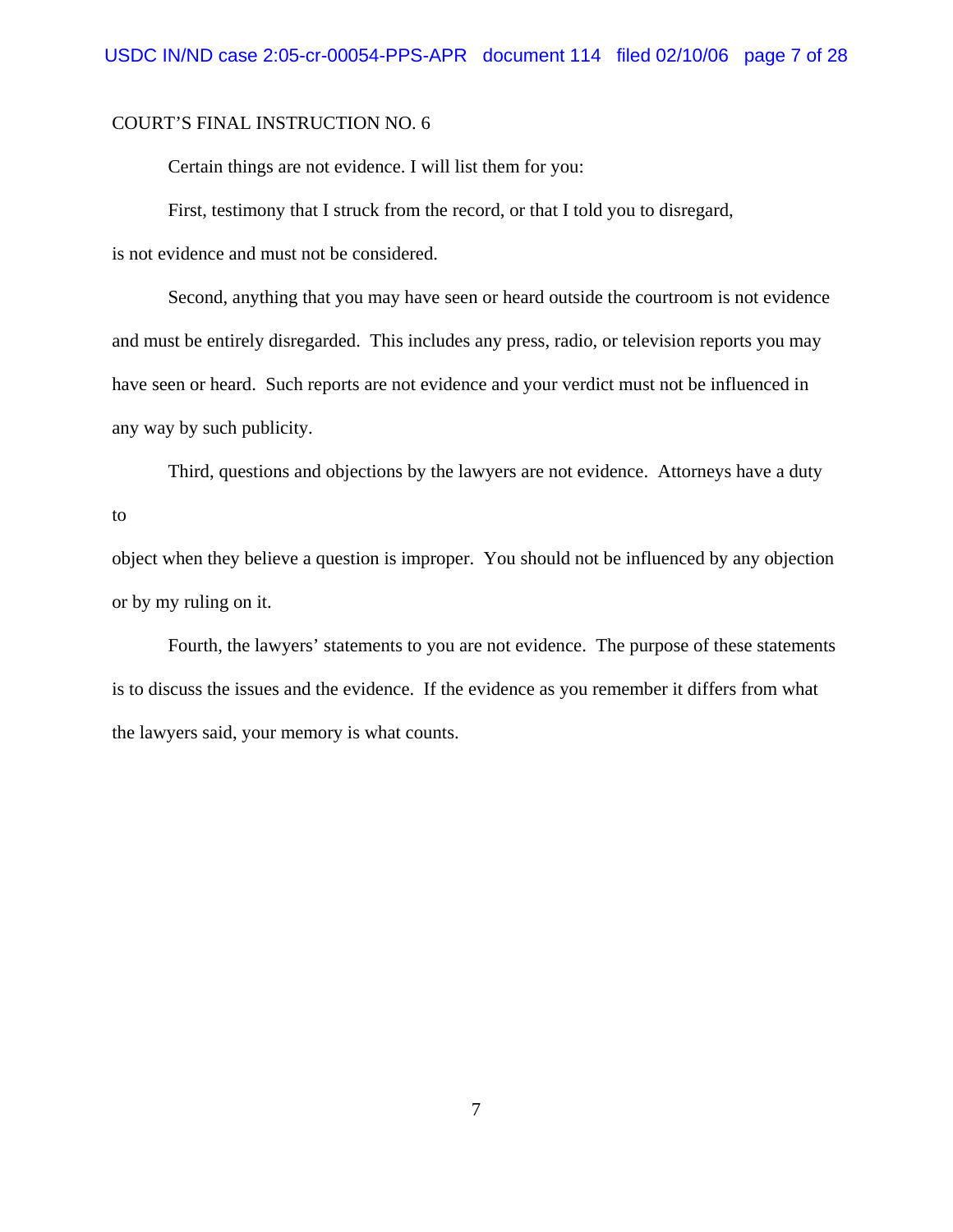COURT'S FINAL INSTRUCTION NO. 6

Certain things are not evidence. I will list them for you:

First, testimony that I struck from the record, or that I told you to disregard, is not evidence and must not be considered.

Second, anything that you may have seen or heard outside the courtroom is not evidence and must be entirely disregarded. This includes any press, radio, or television reports you may have seen or heard. Such reports are not evidence and your verdict must not be influenced in any way by such publicity.

Third, questions and objections by the lawyers are not evidence. Attorneys have a duty to object when they believe a question is improper. You should not be influenced by any objection or by my ruling on it.

Fourth, the lawyers' statements to you are not evidence. The purpose of these statements is to discuss the issues and the evidence. If the evidence as you remember it differs from what the lawyers said, your memory is what counts.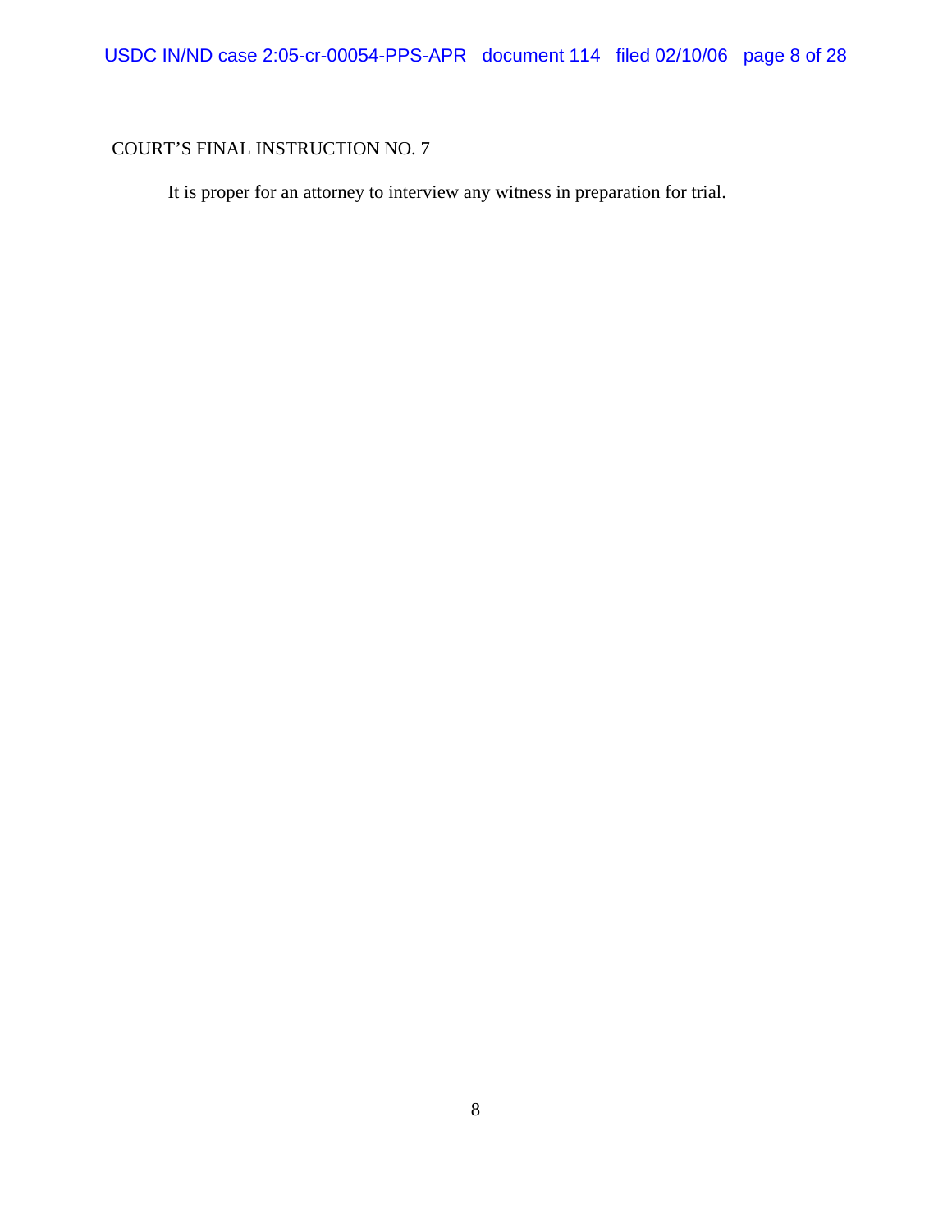COURT'S FINAL INSTRUCTION NO. 7

It is proper for an attorney to interview any witness in preparation for trial.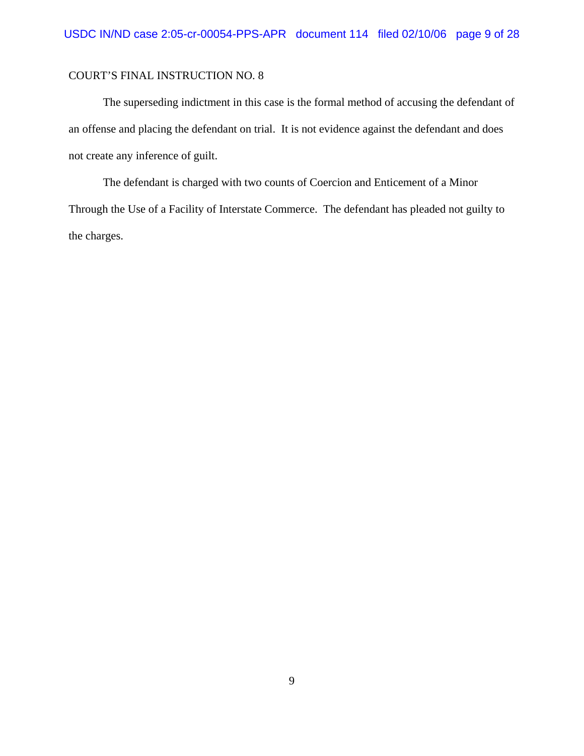COURT'S FINAL INSTRUCTION NO. 8

The superseding indictment in this case is the formal method of accusing the defendant of an offense and placing the defendant on trial. It is not evidence against the defendant and does not create any inference of guilt.

The defendant is charged with two counts of Coercion and Enticement of a Minor Through the Use of a Facility of Interstate Commerce. The defendant has pleaded not guilty to the charges.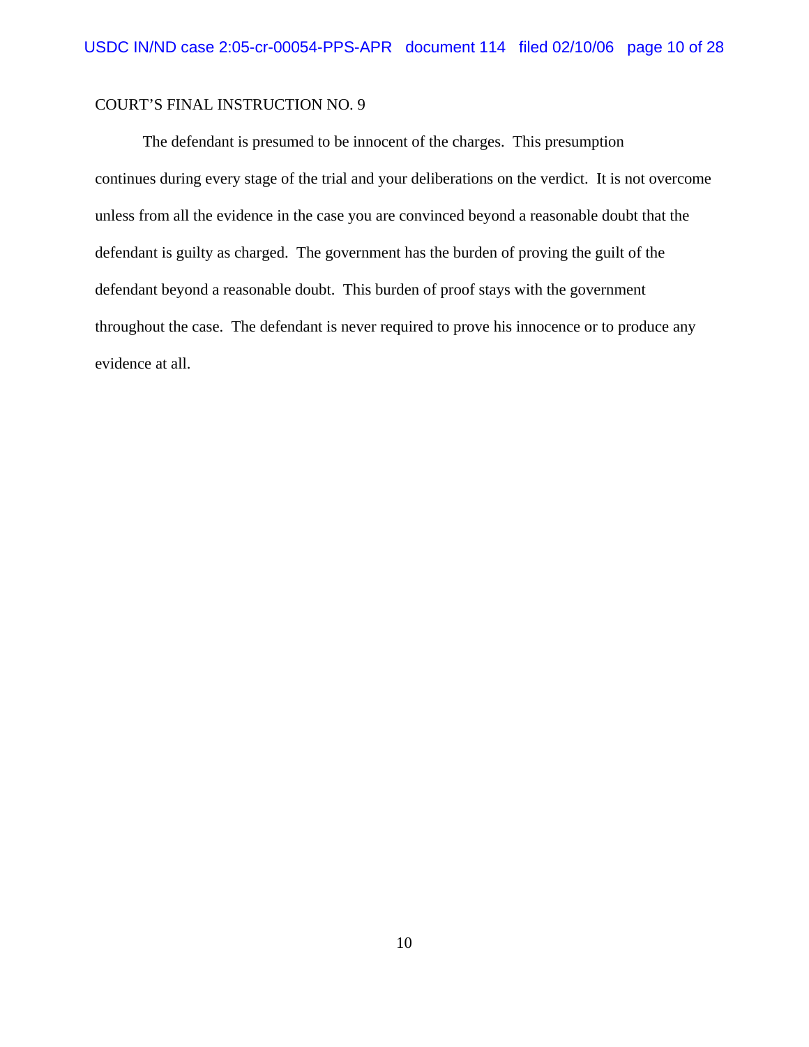COURT'S FINAL INSTRUCTION NO. 9

The defendant is presumed to be innocent of the charges. This presumption continues during every stage of the trial and your deliberations on the verdict. It is not overcome unless from all the evidence in the case you are convinced beyond a reasonable doubt that the defendant is guilty as charged. The government has the burden of proving the guilt of the defendant beyond a reasonable doubt. This burden of proof stays with the government throughout the case. The defendant is never required to prove his innocence or to produce any evidence at all.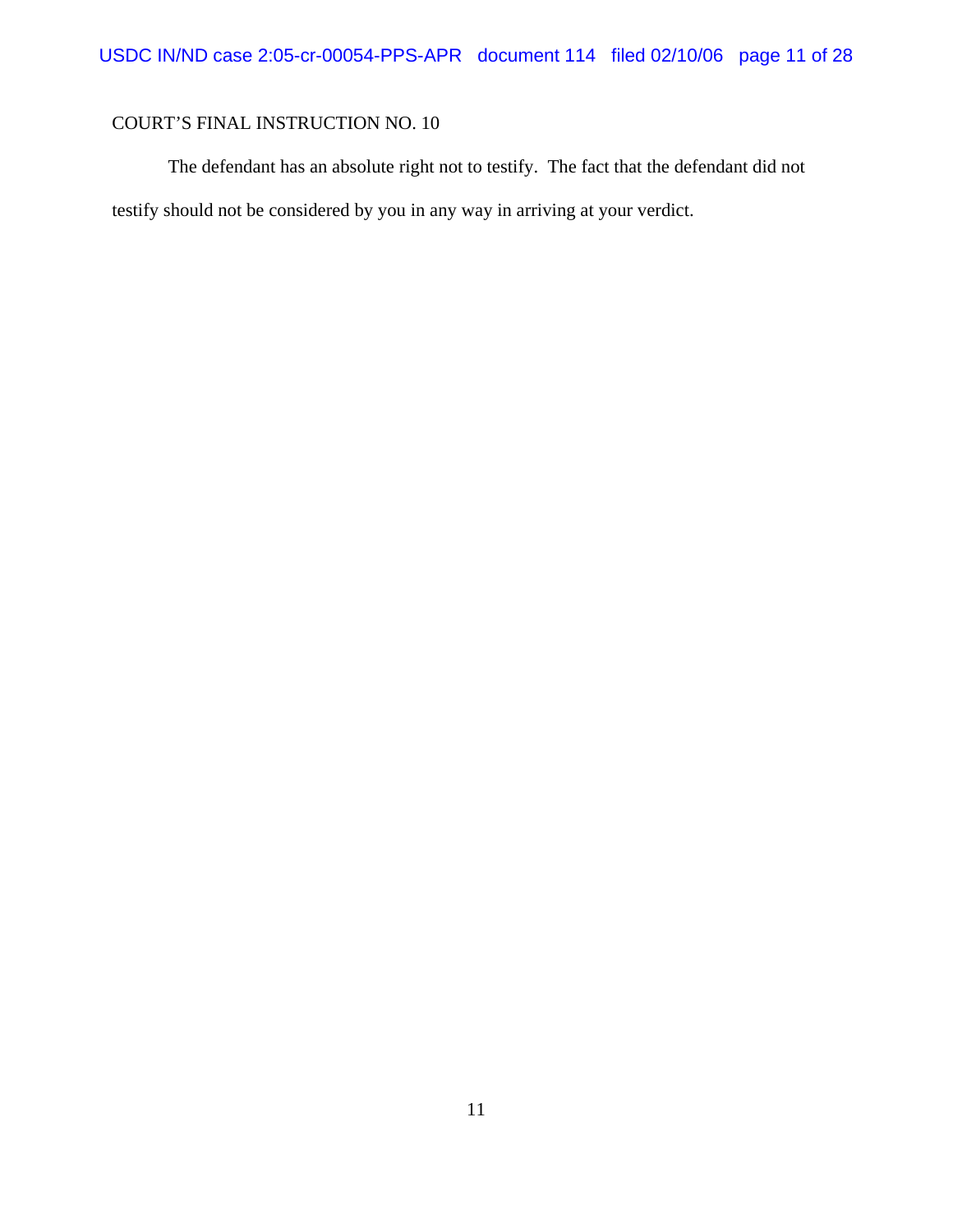COURT'S FINAL INSTRUCTION NO. 10

The defendant has an absolute right not to testify. The fact that the defendant did not testify should not be considered by you in any way in arriving at your verdict.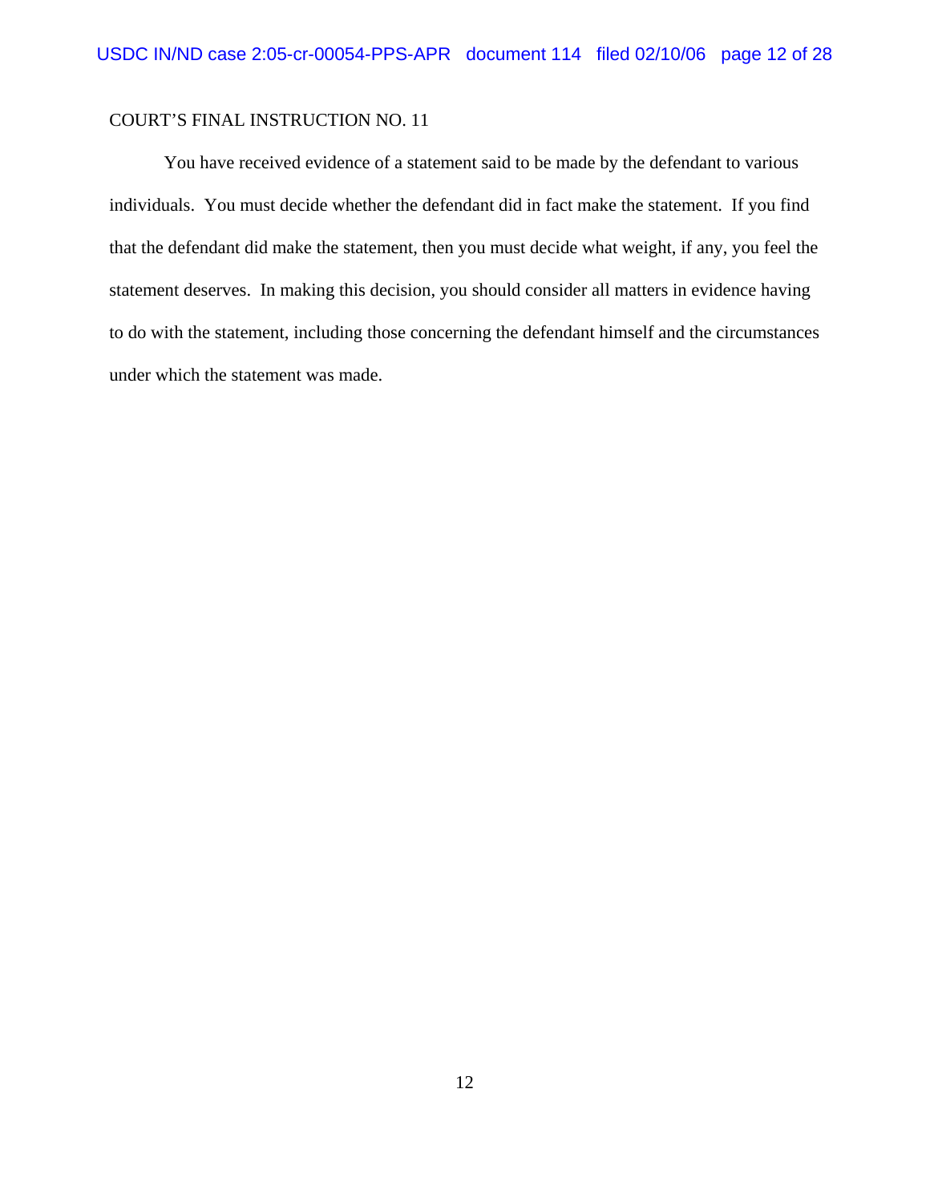COURT'S FINAL INSTRUCTION NO. 11

You have received evidence of a statement said to be made by the defendant to various individuals. You must decide whether the defendant did in fact make the statement. If you find that the defendant did make the statement, then you must decide what weight, if any, you feel the statement deserves. In making this decision, you should consider all matters in evidence having to do with the statement, including those concerning the defendant himself and the circumstances under which the statement was made.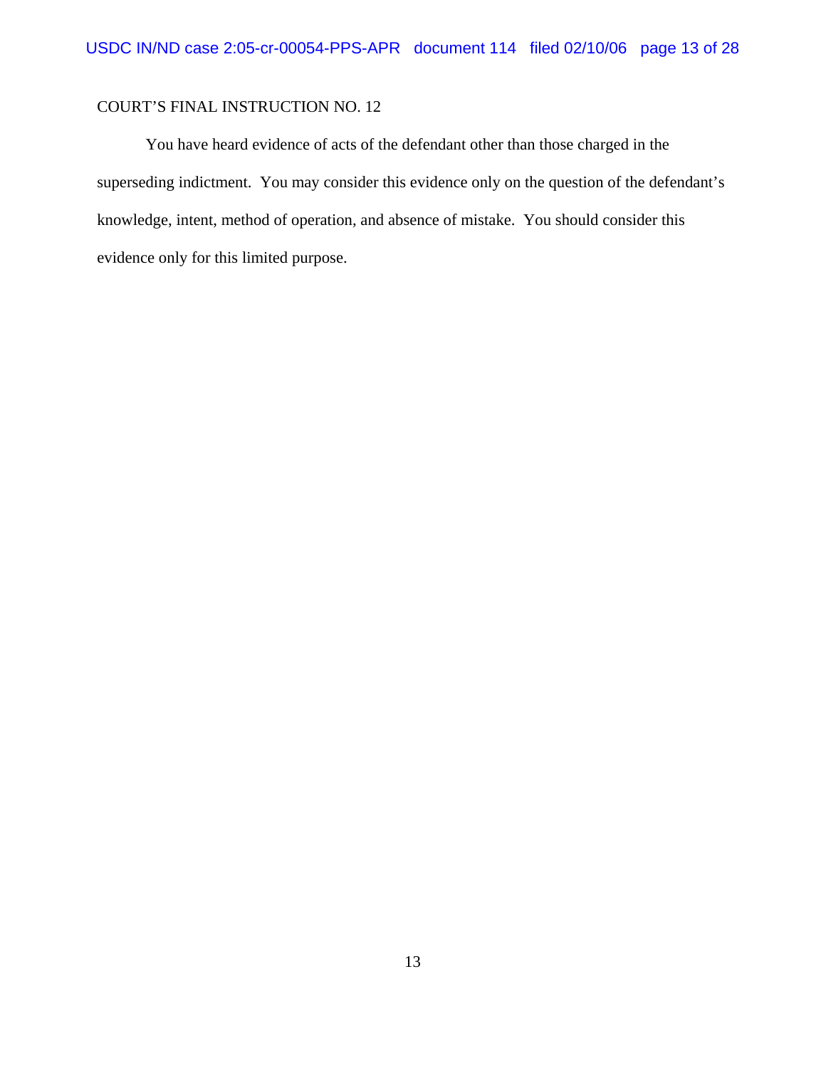COURT'S FINAL INSTRUCTION NO. 12

You have heard evidence of acts of the defendant other than those charged in the superseding indictment. You may consider this evidence only on the question of the defendant's knowledge, intent, method of operation, and absence of mistake. You should consider this evidence only for this limited purpose.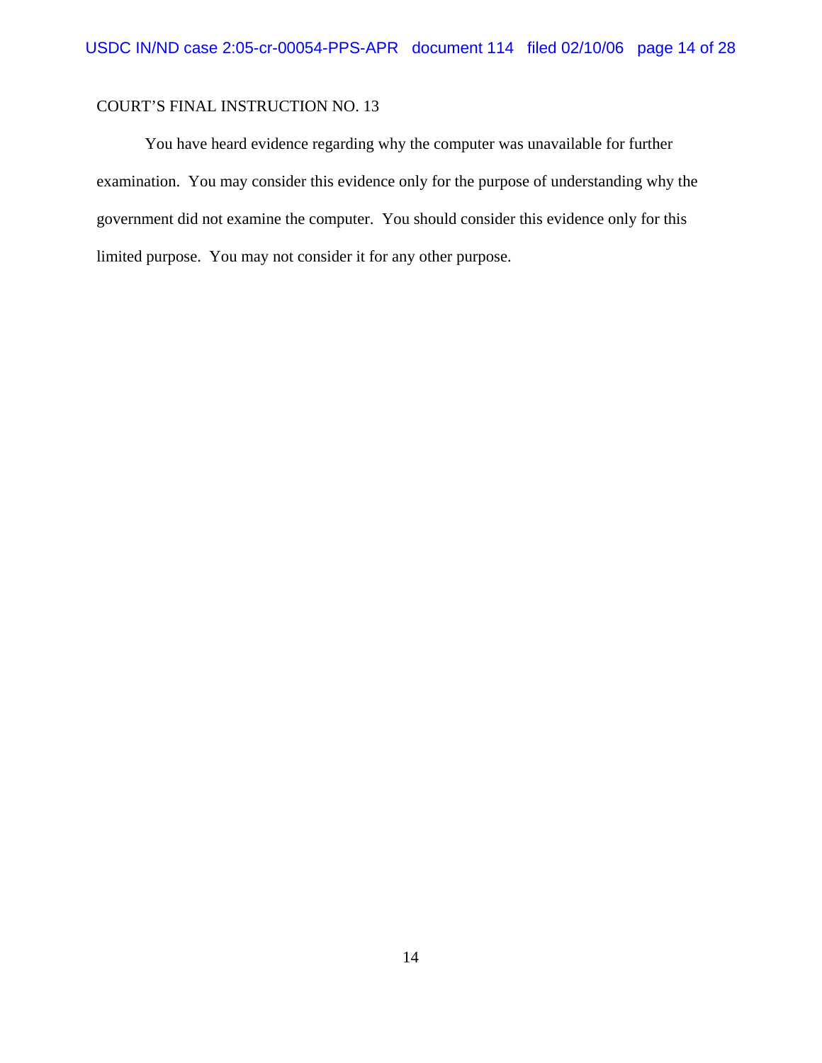COURT'S FINAL INSTRUCTION NO. 13

You have heard evidence regarding why the computer was unavailable for further examination. You may consider this evidence only for the purpose of understanding why the government did not examine the computer. You should consider this evidence only for this limited purpose. You may not consider it for any other purpose.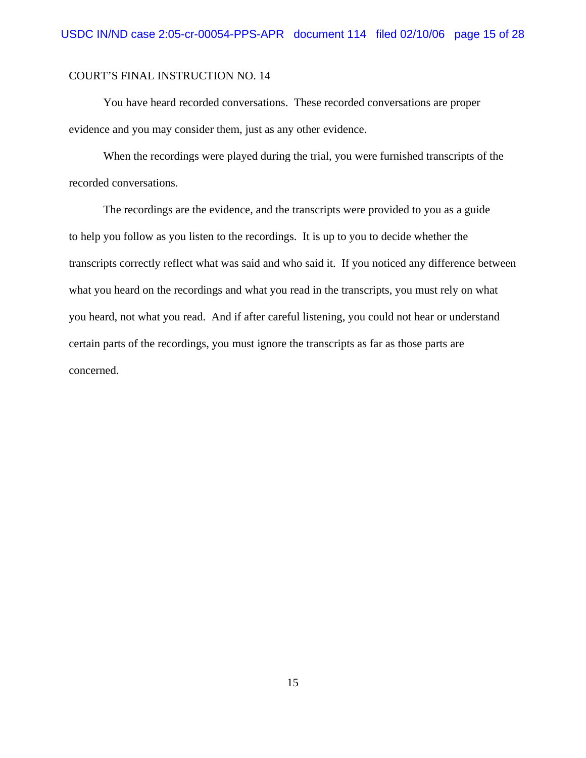COURT'S FINAL INSTRUCTION NO. 14

You have heard recorded conversations. These recorded conversations are proper evidence and you may consider them, just as any other evidence.

When the recordings were played during the trial, you were furnished transcripts of the recorded conversations.

The recordings are the evidence, and the transcripts were provided to you as a guide to help you follow as you listen to the recordings. It is up to you to decide whether the transcripts correctly reflect what was said and who said it. If you noticed any difference between what you heard on the recordings and what you read in the transcripts, you must rely on what you heard, not what you read. And if after careful listening, you could not hear or understand certain parts of the recordings, you must ignore the transcripts as far as those parts are concerned.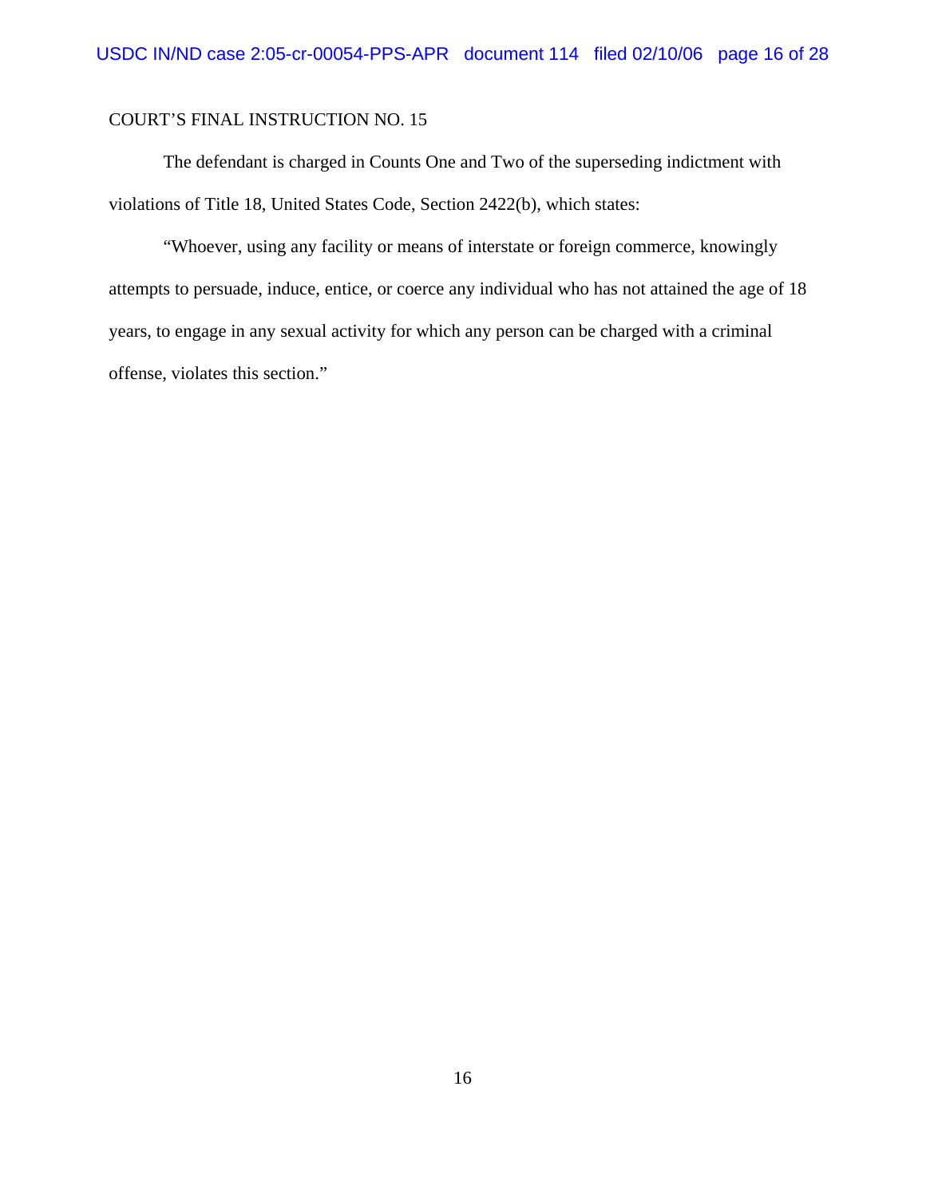COURT'S FINAL INSTRUCTION NO. 15

The defendant is charged in Counts One and Two of the superseding indictment with violations of Title 18, United States Code, Section 2422(b), which states:

"Whoever, using any facility or means of interstate or foreign commerce, knowingly attempts to persuade, induce, entice, or coerce any individual who has not attained the age of 18 years, to engage in any sexual activity for which any person can be charged with a criminal offense, violates this section."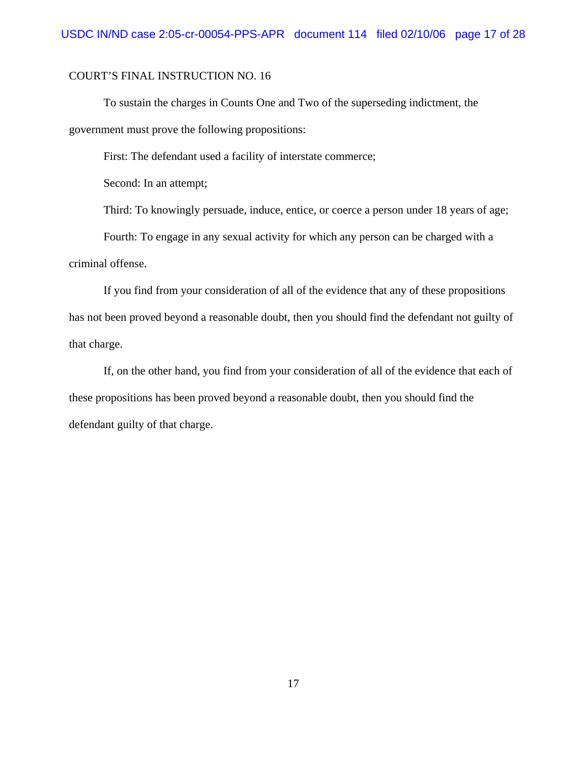COURT'S FINAL INSTRUCTION NO. 16

To sustain the charges in Counts One and Two of the superseding indictment, the government must prove the following propositions:

First: The defendant used a facility of interstate commerce;

Second: In an attempt;

Third: To knowingly persuade, induce, entice, or coerce a person under 18 years of age;

Fourth: To engage in any sexual activity for which any person can be charged with a criminal offense.

If you find from your consideration of all of the evidence that any of these propositions has not been proved beyond a reasonable doubt, then you should find the defendant not guilty of that charge.

If, on the other hand, you find from your consideration of all of the evidence that each of these propositions has been proved beyond a reasonable doubt, then you should find the defendant guilty of that charge.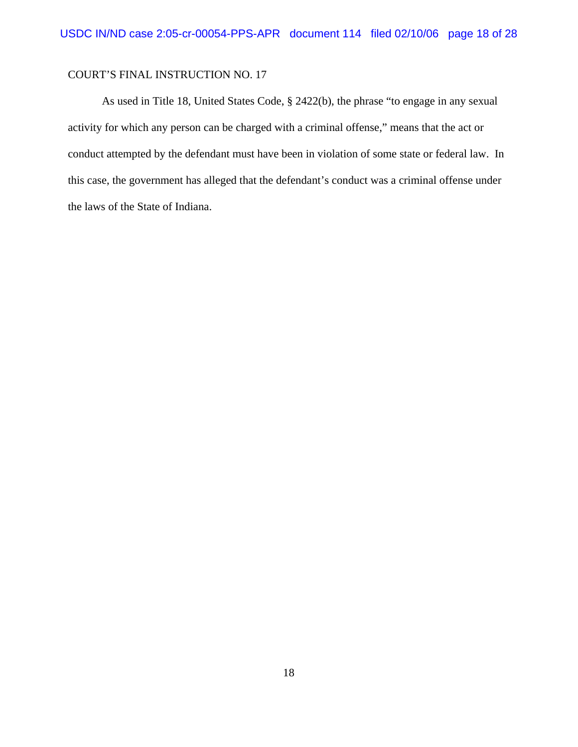COURT'S FINAL INSTRUCTION NO. 17

As used in Title 18, United States Code, § 2422(b), the phrase "to engage in any sexual activity for which any person can be charged with a criminal offense," means that the act or conduct attempted by the defendant must have been in violation of some state or federal law. In this case, the government has alleged that the defendant's conduct was a criminal offense under the laws of the State of Indiana.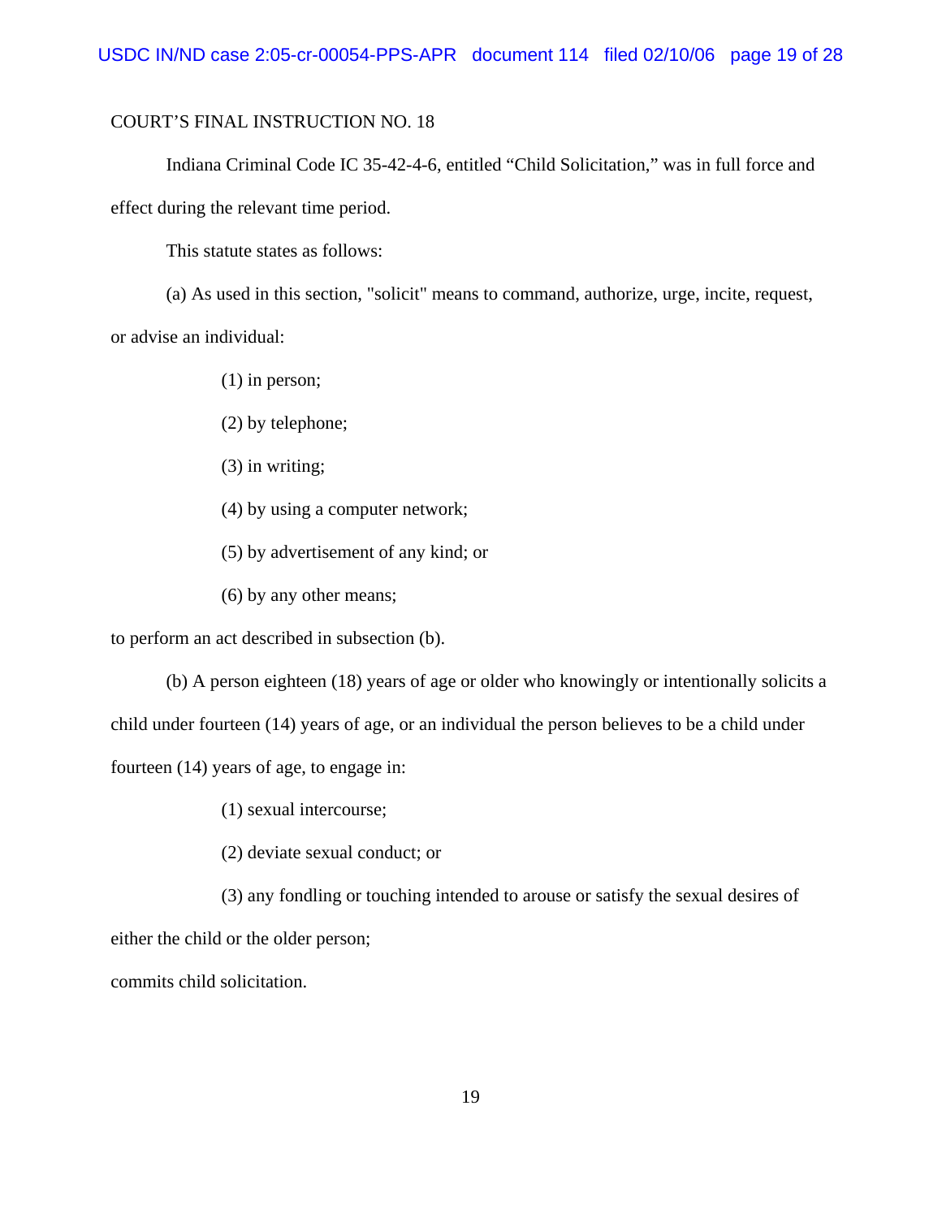COURT'S FINAL INSTRUCTION NO. 18

Indiana Criminal Code IC 35-42-4-6, entitled "Child Solicitation," was in full force and effect during the relevant time period.

This statute states as follows:

(a) As used in this section, "solicit" means to command, authorize, urge, incite, request, or advise an individual:

(1) in person;

(2) by telephone;

(3) in writing;

(4) by using a computer network;

(5) by advertisement of any kind; or

(6) by any other means;

to perform an act described in subsection (b).

(b) A person eighteen (18) years of age or older who knowingly or intentionally solicits a child under fourteen (14) years of age, or an individual the person believes to be a child under fourteen (14) years of age, to engage in:

(1) sexual intercourse;

(2) deviate sexual conduct; or

(3) any fondling or touching intended to arouse or satisfy the sexual desires of either the child or the older person;

commits child solicitation.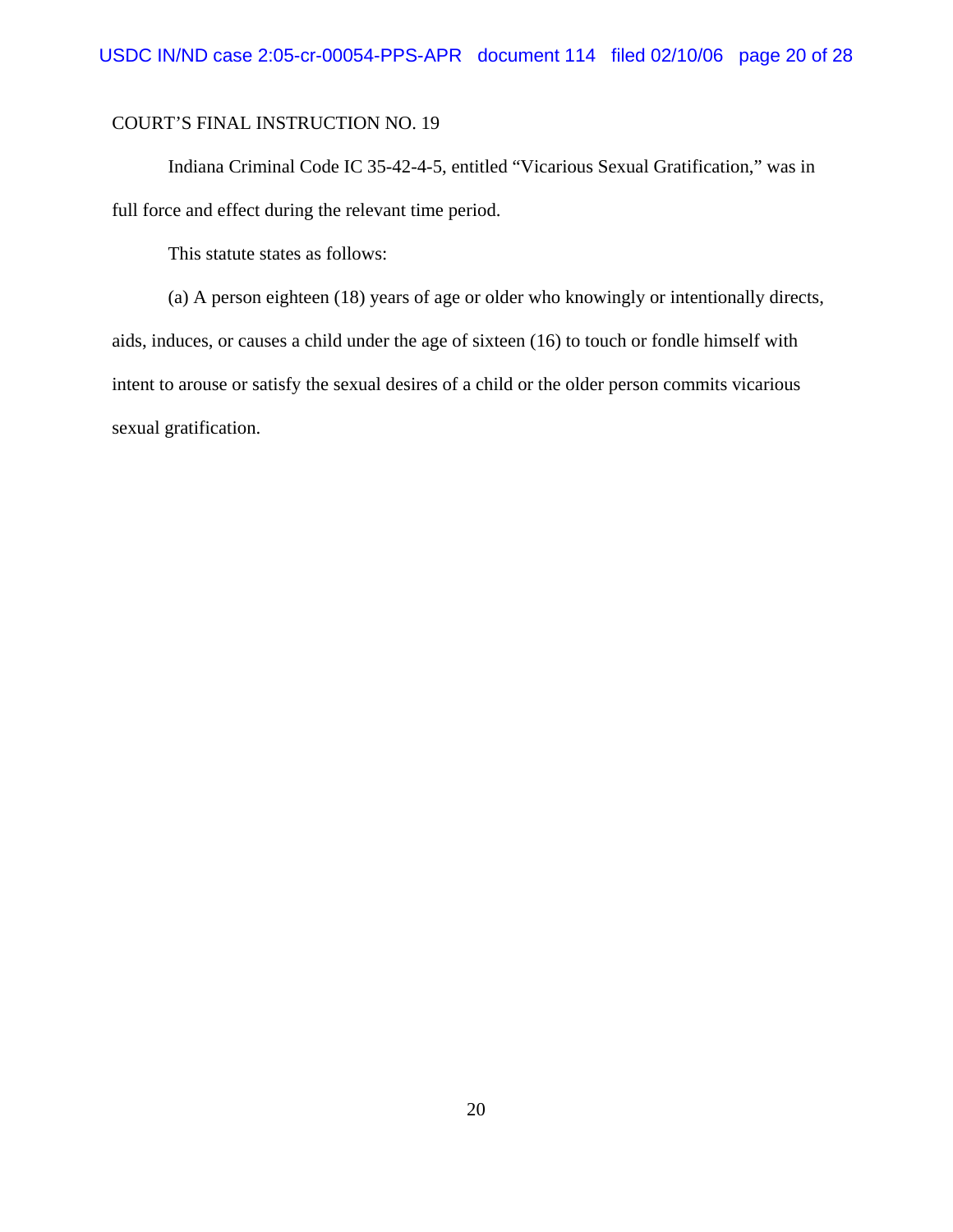COURT'S FINAL INSTRUCTION NO. 19

Indiana Criminal Code IC 35-42-4-5, entitled "Vicarious Sexual Gratification," was in full force and effect during the relevant time period.

This statute states as follows:

(a) A person eighteen (18) years of age or older who knowingly or intentionally directs, aids, induces, or causes a child under the age of sixteen (16) to touch or fondle himself with intent to arouse or satisfy the sexual desires of a child or the older person commits vicarious sexual gratification.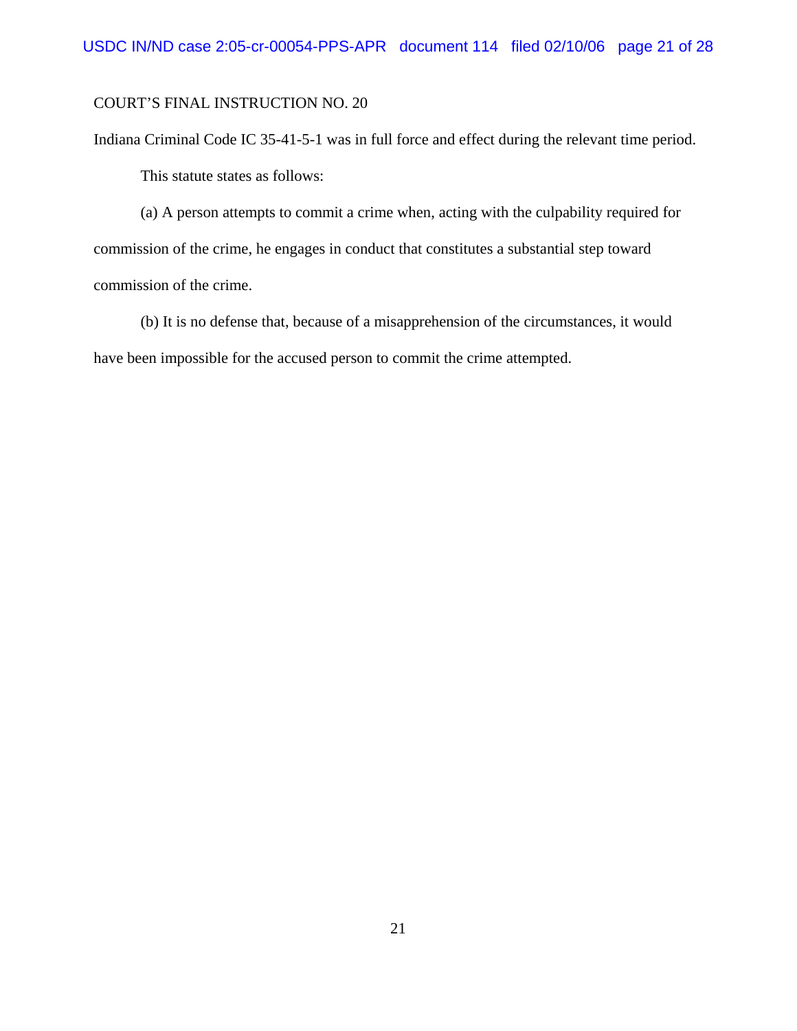COURT'S FINAL INSTRUCTION NO. 20

Indiana Criminal Code IC 35-41-5-1 was in full force and effect during the relevant time period.

This statute states as follows:

(a) A person attempts to commit a crime when, acting with the culpability required for commission of the crime, he engages in conduct that constitutes a substantial step toward commission of the crime.

(b) It is no defense that, because of a misapprehension of the circumstances, it would have been impossible for the accused person to commit the crime attempted.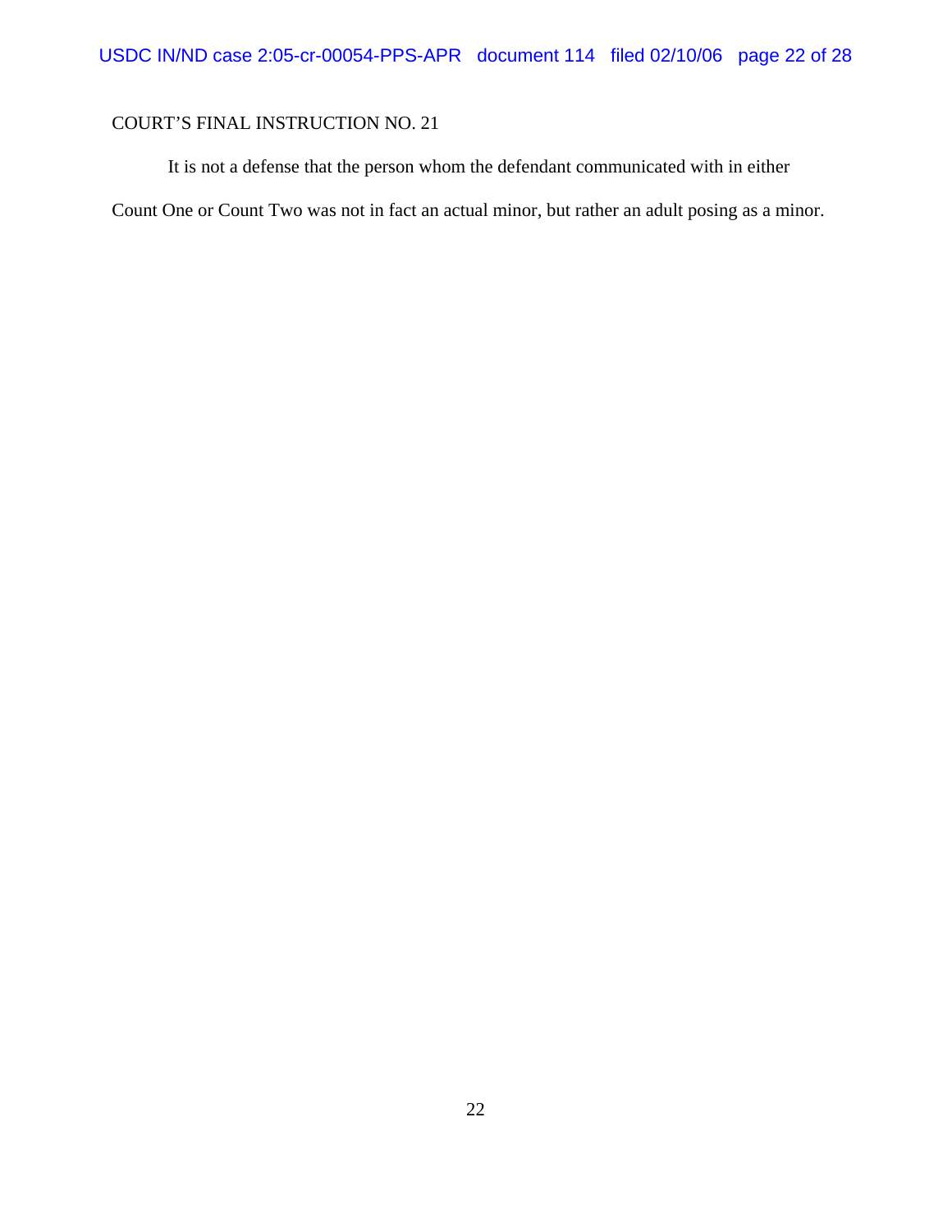COURT'S FINAL INSTRUCTION NO. 21

It is not a defense that the person whom the defendant communicated with in either Count One or Count Two was not in fact an actual minor, but rather an adult posing as a minor.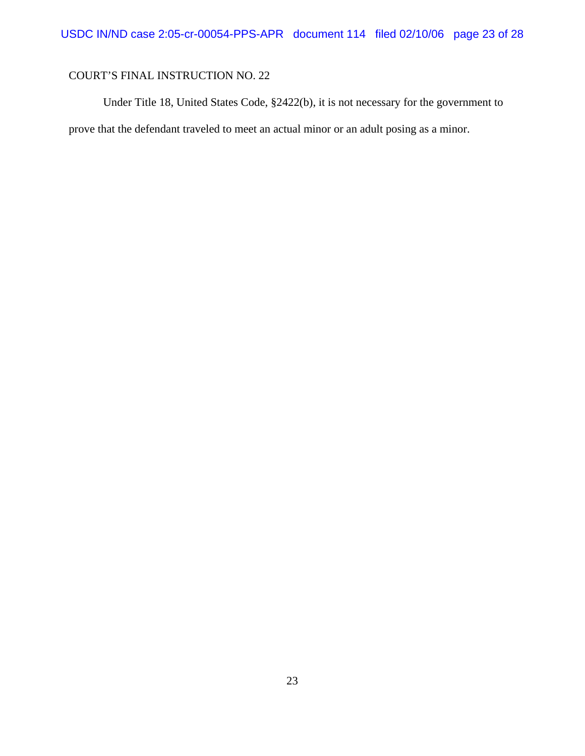COURT'S FINAL INSTRUCTION NO. 22

Under Title 18, United States Code, §2422(b), it is not necessary for the government to prove that the defendant traveled to meet an actual minor or an adult posing as a minor.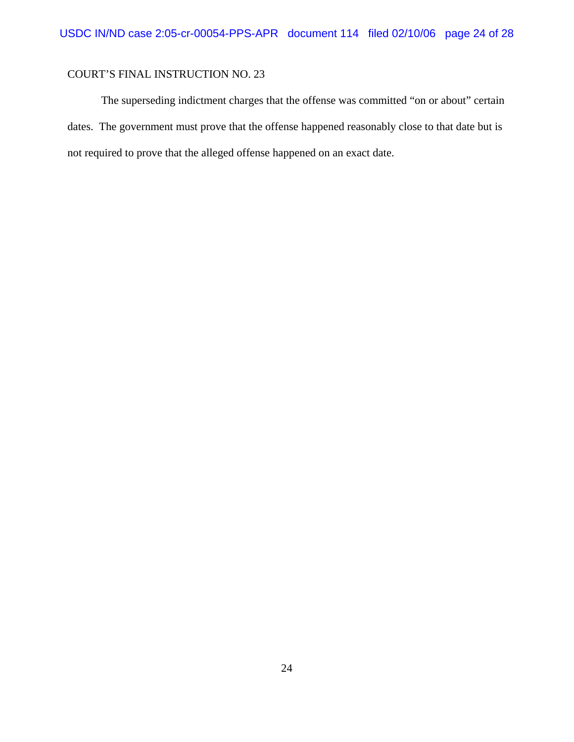COURT'S FINAL INSTRUCTION NO. 23

The superseding indictment charges that the offense was committed "on or about" certain dates. The government must prove that the offense happened reasonably close to that date but is not required to prove that the alleged offense happened on an exact date.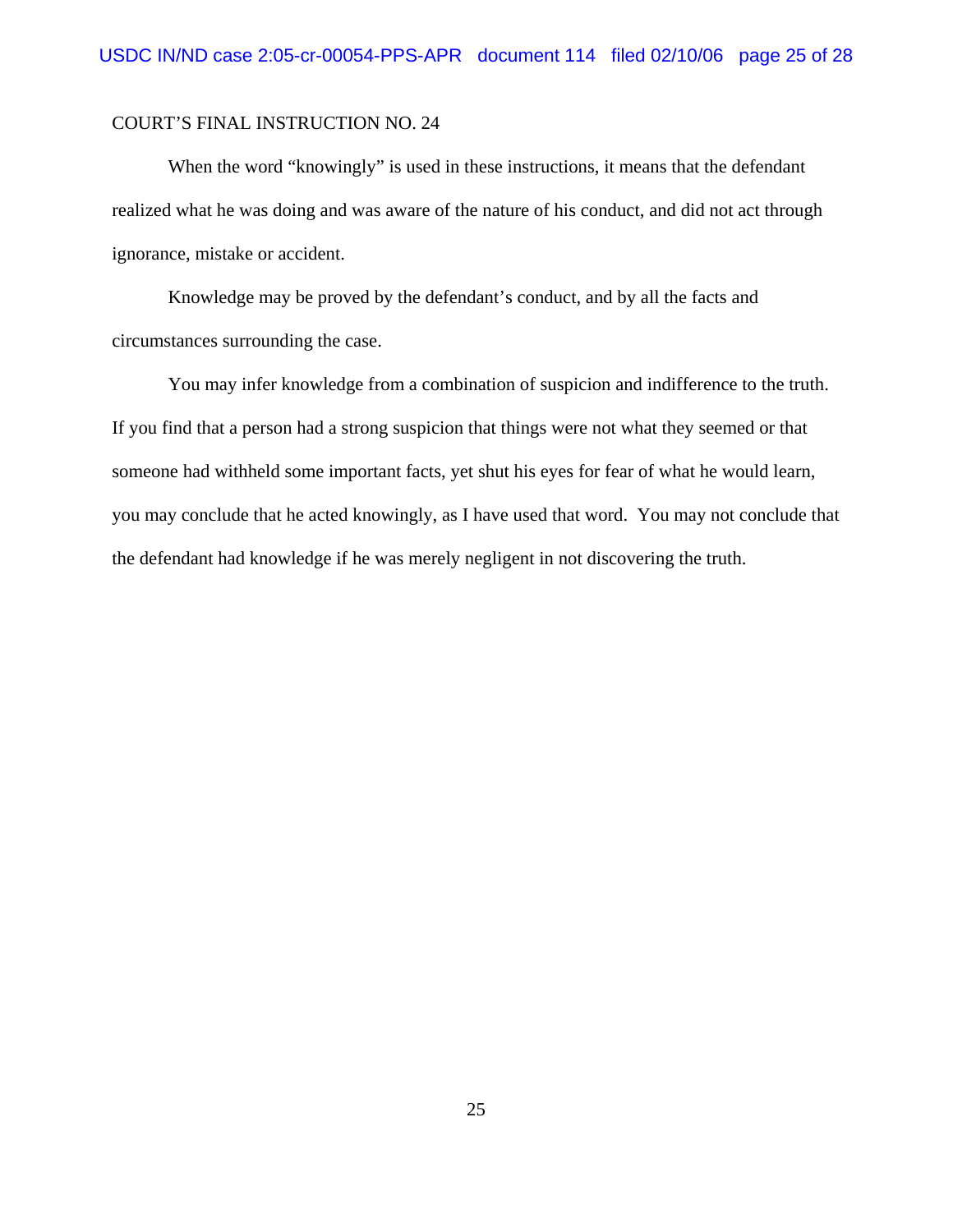COURT'S FINAL INSTRUCTION NO. 24

When the word "knowingly" is used in these instructions, it means that the defendant realized what he was doing and was aware of the nature of his conduct, and did not act through ignorance, mistake or accident.

Knowledge may be proved by the defendant's conduct, and by all the facts and circumstances surrounding the case.

You may infer knowledge from a combination of suspicion and indifference to the truth. If you find that a person had a strong suspicion that things were not what they seemed or that someone had withheld some important facts, yet shut his eyes for fear of what he would learn, you may conclude that he acted knowingly, as I have used that word. You may not conclude that the defendant had knowledge if he was merely negligent in not discovering the truth.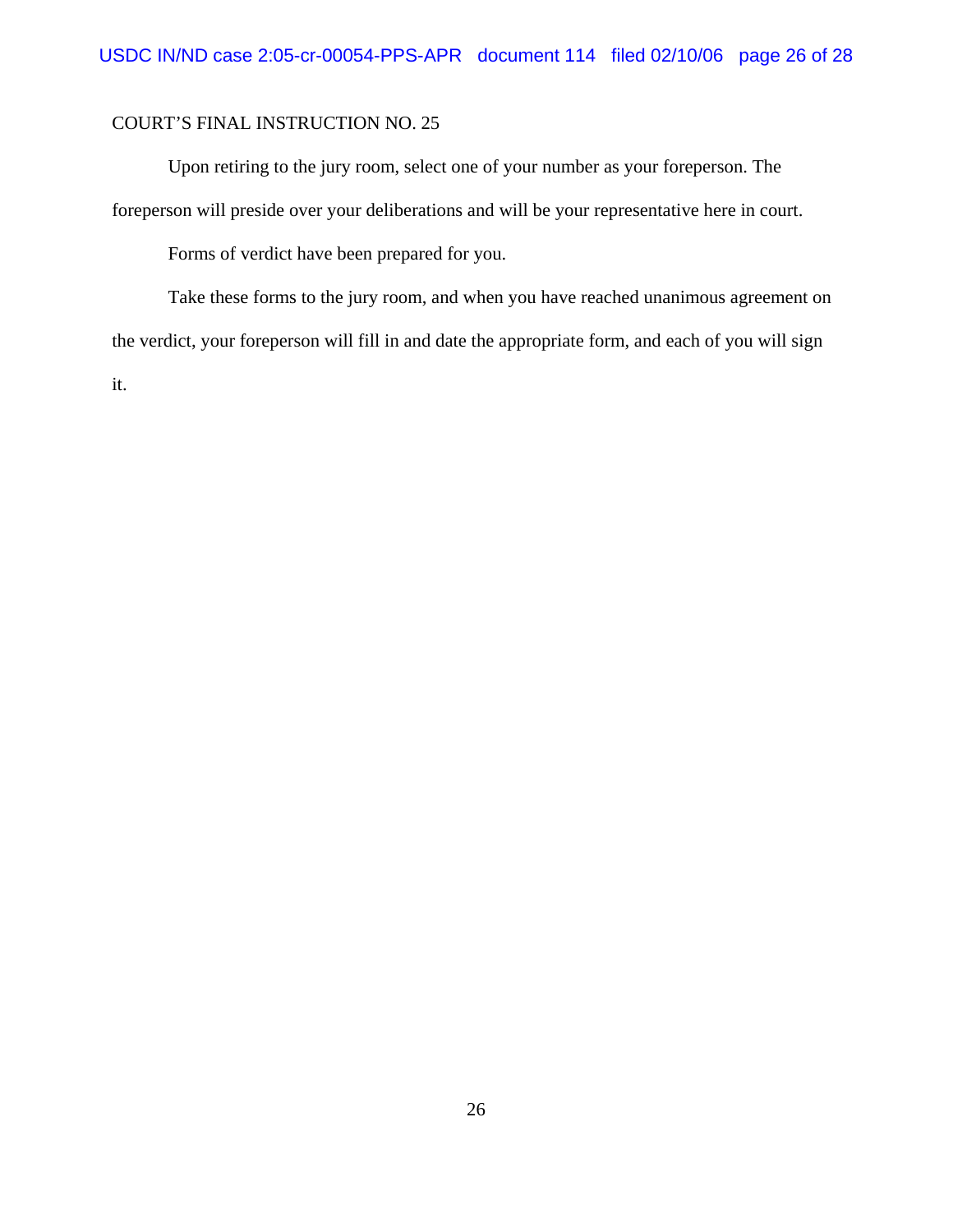COURT'S FINAL INSTRUCTION NO. 25

Upon retiring to the jury room, select one of your number as your foreperson. The foreperson will preside over your deliberations and will be your representative here in court.

Forms of verdict have been prepared for you.

Take these forms to the jury room, and when you have reached unanimous agreement on the verdict, your foreperson will fill in and date the appropriate form, and each of you will sign it.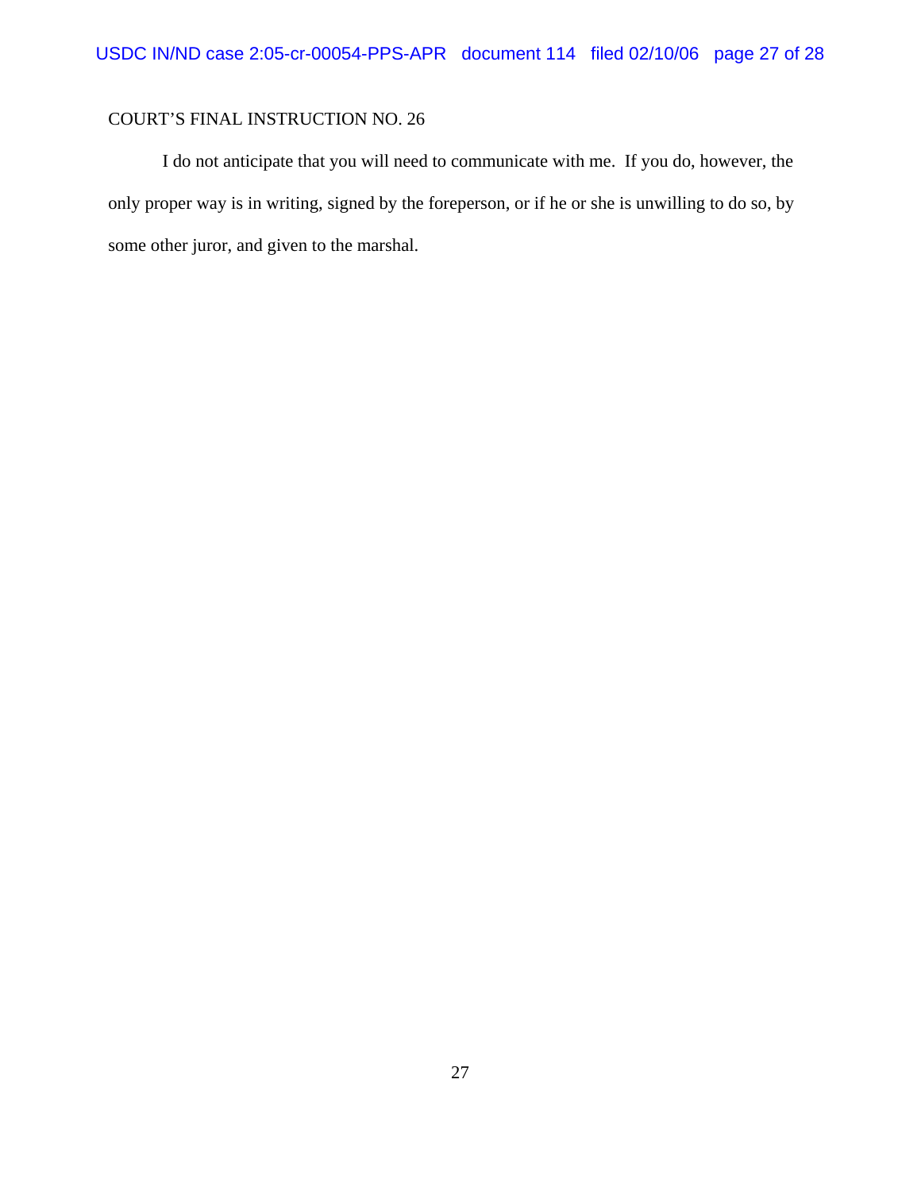COURT'S FINAL INSTRUCTION NO. 26

I do not anticipate that you will need to communicate with me. If you do, however, the only proper way is in writing, signed by the foreperson, or if he or she is unwilling to do so, by some other juror, and given to the marshal.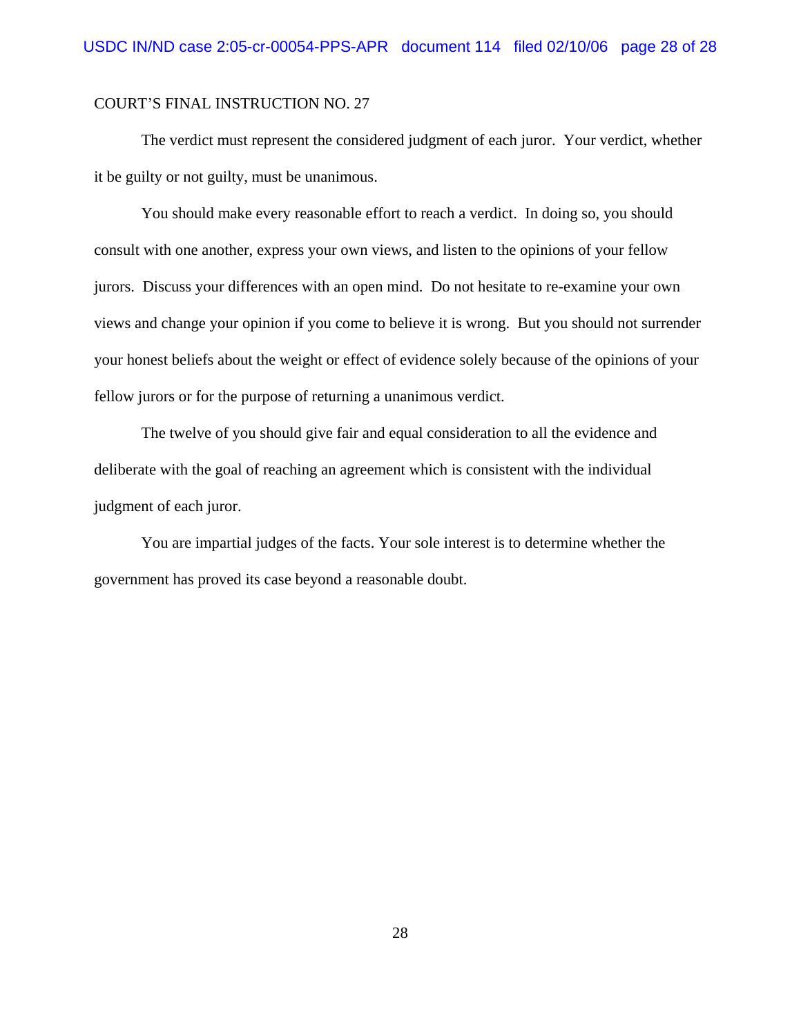COURT'S FINAL INSTRUCTION NO. 27

The verdict must represent the considered judgment of each juror. Your verdict, whether it be guilty or not guilty, must be unanimous.

You should make every reasonable effort to reach a verdict. In doing so, you should consult with one another, express your own views, and listen to the opinions of your fellow jurors. Discuss your differences with an open mind. Do not hesitate to re-examine your own views and change your opinion if you come to believe it is wrong. But you should not surrender your honest beliefs about the weight or effect of evidence solely because of the opinions of your fellow jurors or for the purpose of returning a unanimous verdict.

The twelve of you should give fair and equal consideration to all the evidence and deliberate with the goal of reaching an agreement which is consistent with the individual judgment of each juror.

You are impartial judges of the facts. Your sole interest is to determine whether the government has proved its case beyond a reasonable doubt.